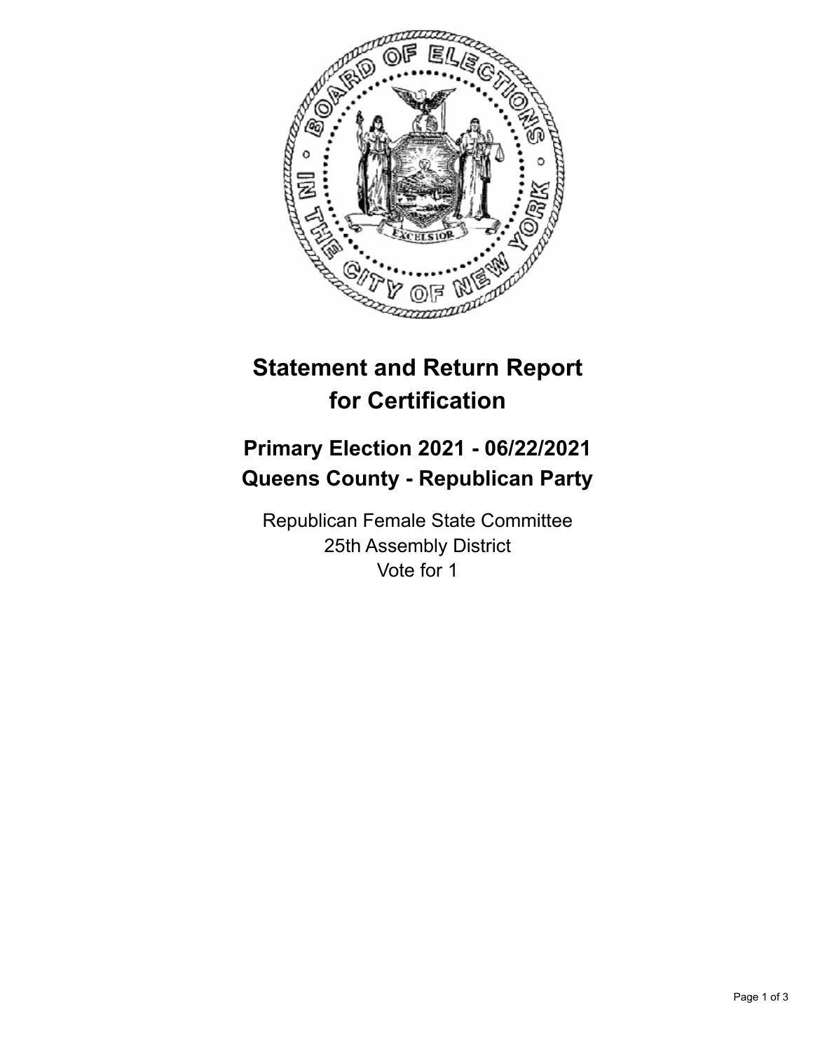# Statement and Return Report for Certification

## Primary Election 2021 - 06/22/2021
## Queens County - Republican Party

Republican Female State Committee
25th Assembly District
Vote for 1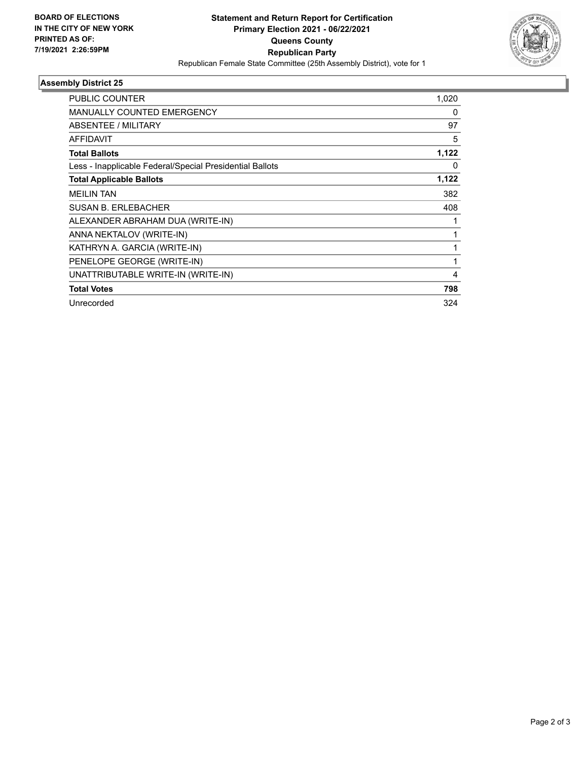**BOARD OF ELECTIONS IN THE CITY OF NEW YORK PRINTED AS OF: 7/19/2021 2:26:59PM**

# Statement and Return Report for Certification
## Primary Election 2021 - 06/22/2021
## Queens County
## Republican Party

Republican Female State Committee (25th Assembly District), vote for 1

### Assembly District 25

| | |
|---|---|
| PUBLIC COUNTER | 1,020 |
| MANUALLY COUNTED EMERGENCY | 0 |
| ABSENTEE / MILITARY | 97 |
| AFFIDAVIT | 5 |
| **Total Ballots** | **1,122** |
| Less - Inapplicable Federal/Special Presidential Ballots | 0 |
| **Total Applicable Ballots** | **1,122** |
| MEILIN TAN | 382 |
| SUSAN B. ERLEBACHER | 408 |
| ALEXANDER ABRAHAM DUA (WRITE-IN) | 1 |
| ANNA NEKTALOV (WRITE-IN) | 1 |
| KATHRYN A. GARCIA (WRITE-IN) | 1 |
| PENELOPE GEORGE (WRITE-IN) | 1 |
| UNATTRIBUTABLE WRITE-IN (WRITE-IN) | 4 |
| **Total Votes** | **798** |
| Unrecorded | 324 |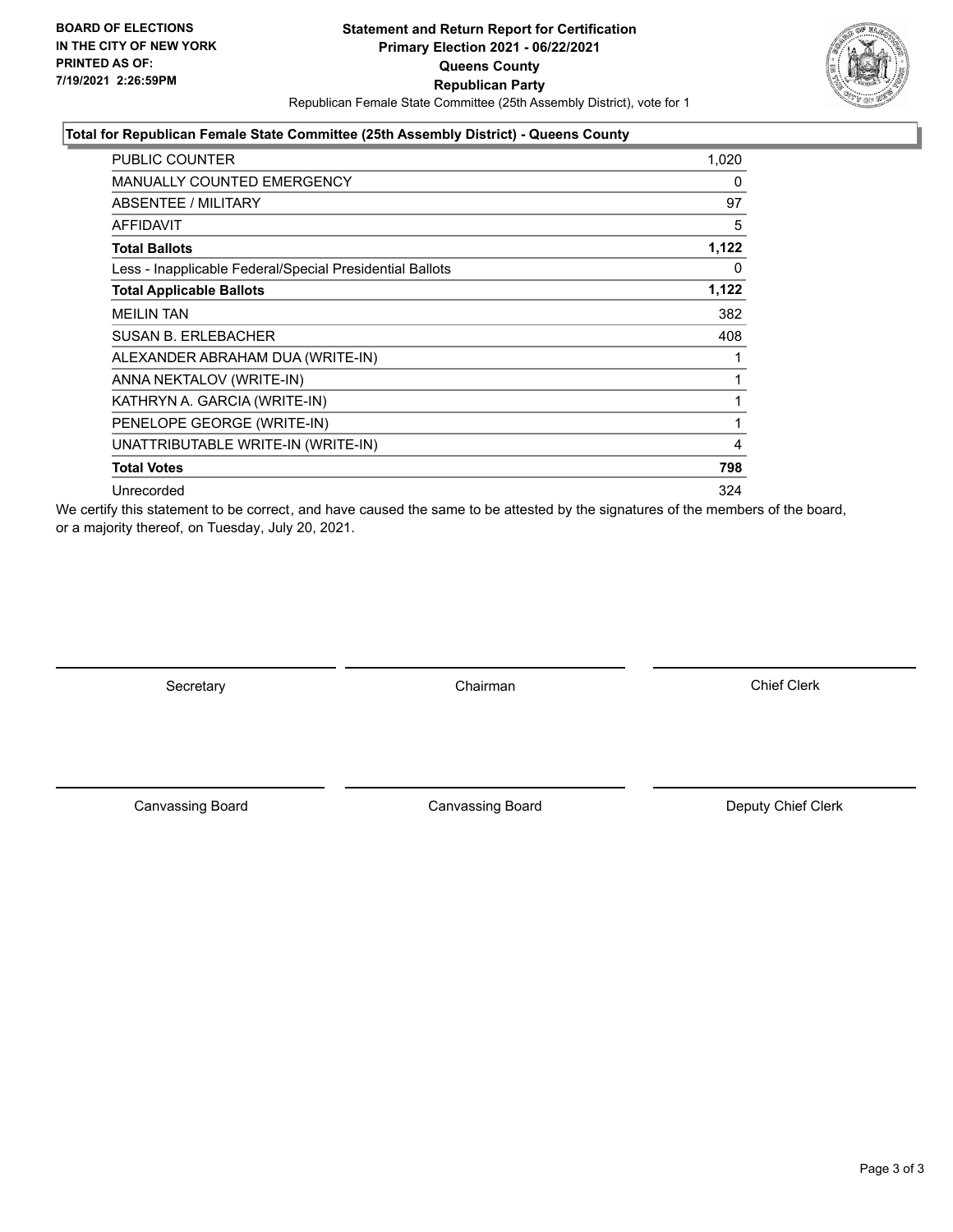**BOARD OF ELECTIONS IN THE CITY OF NEW YORK PRINTED AS OF: 7/19/2021 2:26:59PM**

**Statement and Return Report for Certification**
**Primary Election 2021 - 06/22/2021**
**Queens County**
**Republican Party**
Republican Female State Committee (25th Assembly District), vote for 1

**Total for Republican Female State Committee (25th Assembly District) - Queens County**

| | |
|---|---|
| PUBLIC COUNTER | 1,020 |
| MANUALLY COUNTED EMERGENCY | 0 |
| ABSENTEE / MILITARY | 97 |
| AFFIDAVIT | 5 |
| **Total Ballots** | **1,122** |
| Less - Inapplicable Federal/Special Presidential Ballots | 0 |
| **Total Applicable Ballots** | **1,122** |
| MEILIN TAN | 382 |
| SUSAN B. ERLEBACHER | 408 |
| ALEXANDER ABRAHAM DUA (WRITE-IN) | 1 |
| ANNA NEKTALOV (WRITE-IN) | 1 |
| KATHRYN A. GARCIA (WRITE-IN) | 1 |
| PENELOPE GEORGE (WRITE-IN) | 1 |
| UNATTRIBUTABLE WRITE-IN (WRITE-IN) | 4 |
| **Total Votes** | **798** |
| Unrecorded | 324 |

We certify this statement to be correct, and have caused the same to be attested by the signatures of the members of the board, or a majority thereof, on Tuesday, July 20, 2021.

Secretary

Chairman

Chief Clerk

Canvassing Board

Canvassing Board

Deputy Chief Clerk